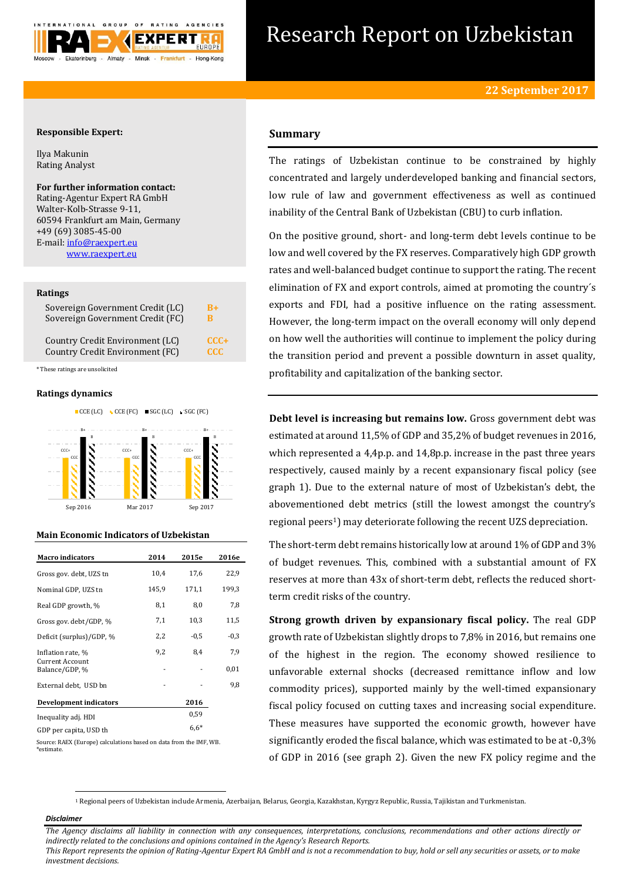# Research Report on Uzbekistan

**22 September 2017**

**Responsible Expert:**

Ilya Makunin
Rating Analyst

**For further information contact:**
Rating-Agentur Expert RA GmbH
Walter-Kolb-Strasse 9-11,
60594 Frankfurt am Main, Germany
+49 (69) 3085-45-00
E-mail: info@raexpert.eu
www.raexpert.eu

## Ratings

| | |
|---|---|
| Sovereign Government Credit (LC) | B+ |
| Sovereign Government Credit (FC) | B |
| Country Credit Environment (LC) | CCC+ |
| Country Credit Environment (FC) | CCC |

*These ratings are unsolicited

## Ratings dynamics

| | CCE (LC) | CCE (FC) | SGC (LC) | SGC (FC) |
|---|---|---|---|---|
| Sep 2016 | CCC+ | CCC | B+ | B |
| Mar 2017 | CCC+ | CCC | B+ | B |
| Sep 2017 | CCC+ | CCC | B+ | B |

## Main Economic Indicators of Uzbekistan

| Macro indicators | 2014 | 2015e | 2016e |
|---|---|---|---|
| Gross gov. debt, UZS tn | 10,4 | 17,6 | 22,9 |
| Nominal GDP, UZS tn | 145,9 | 171,1 | 199,3 |
| Real GDP growth, % | 8,1 | 8,0 | 7,8 |
| Gross gov. debt/GDP, % | 7,1 | 10,3 | 11,5 |
| Deficit (surplus)/GDP, % | 2,2 | -0,5 | -0,3 |
| Inflation rate, % | 9,2 | 8,4 | 7,9 |
| Current Account Balance/GDP, % | - | - | 0,01 |
| External debt, USD bn | - | - | 9,8 |

| Development indicators | 2016 |
|---|---|
| Inequality adj. HDI | 0,59 |
| GDP per capita, USD th | 6,6* |

Source: RAEX (Europe) calculations based on data from the IMF, WB.
*estimate.

## Summary

The ratings of Uzbekistan continue to be constrained by highly concentrated and largely underdeveloped banking and financial sectors, low rule of law and government effectiveness as well as continued inability of the Central Bank of Uzbekistan (CBU) to curb inflation.

On the positive ground, short- and long-term debt levels continue to be low and well covered by the FX reserves. Comparatively high GDP growth rates and well-balanced budget continue to support the rating. The recent elimination of FX and export controls, aimed at promoting the country´s exports and FDI, had a positive influence on the rating assessment. However, the long-term impact on the overall economy will only depend on how well the authorities will continue to implement the policy during the transition period and prevent a possible downturn in asset quality, profitability and capitalization of the banking sector.

**Debt level is increasing but remains low.** Gross government debt was estimated at around 11,5% of GDP and 35,2% of budget revenues in 2016, which represented a 4,4p.p. and 14,8p.p. increase in the past three years respectively, caused mainly by a recent expansionary fiscal policy (see graph 1). Due to the external nature of most of Uzbekistan's debt, the abovementioned debt metrics (still the lowest amongst the country's regional peers[1]) may deteriorate following the recent UZS depreciation.

The short-term debt remains historically low at around 1% of GDP and 3% of budget revenues. This, combined with a substantial amount of FX reserves at more than 43x of short-term debt, reflects the reduced short-term credit risks of the country.

**Strong growth driven by expansionary fiscal policy.** The real GDP growth rate of Uzbekistan slightly drops to 7,8% in 2016, but remains one of the highest in the region. The economy showed resilience to unfavorable external shocks (decreased remittance inflow and low commodity prices), supported mainly by the well-timed expansionary fiscal policy focused on cutting taxes and increasing social expenditure. These measures have supported the economic growth, however have significantly eroded the fiscal balance, which was estimated to be at -0,3% of GDP in 2016 (see graph 2). Given the new FX policy regime and the

[1] Regional peers of Uzbekistan include Armenia, Azerbaijan, Belarus, Georgia, Kazakhstan, Kyrgyz Republic, Russia, Tajikistan and Turkmenistan.

***Disclaimer***

*The Agency disclaims all liability in connection with any consequences, interpretations, conclusions, recommendations and other actions directly or indirectly related to the conclusions and opinions contained in the Agency's Research Reports.*
*This Report represents the opinion of Rating-Agentur Expert RA GmbH and is not a recommendation to buy, hold or sell any securities or assets, or to make investment decisions.*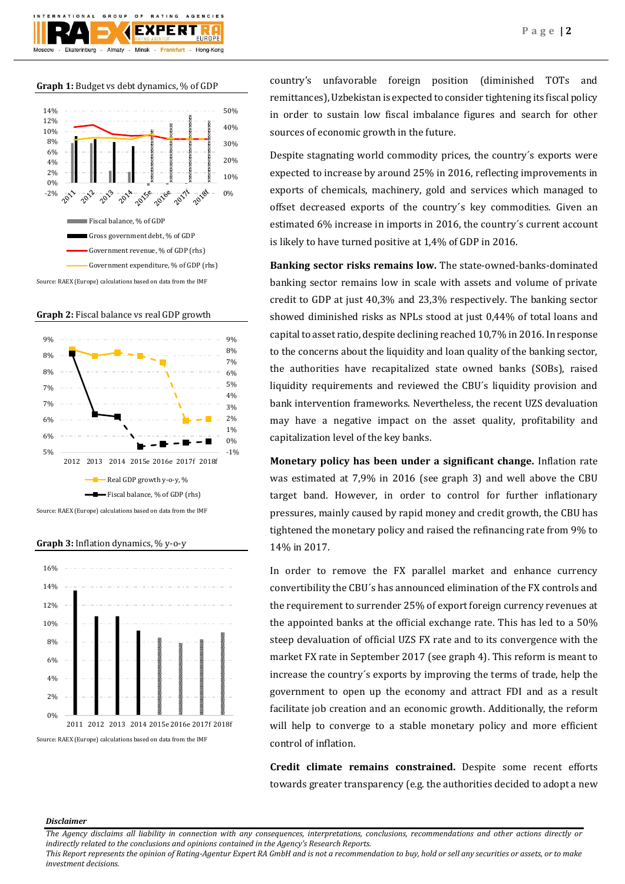**Graph 1:** Budget vs debt dynamics, % of GDP

Fiscal balance, % of GDP
Gross government debt, % of GDP
Government revenue, % of GDP (rhs)
Government expenditure, % of GDP (rhs)

Source: RAEX (Europe) calculations based on data from the IMF

**Graph 2:** Fiscal balance vs real GDP growth

Real GDP growth y-o-y, %
Fiscal balance, % of GDP (rhs)

Source: RAEX (Europe) calculations based on data from the IMF

**Graph 3:** Inflation dynamics, % y-o-y

Source: RAEX (Europe) calculations based on data from the IMF

country's unfavorable foreign position (diminished TOTs and remittances), Uzbekistan is expected to consider tightening its fiscal policy in order to sustain low fiscal imbalance figures and search for other sources of economic growth in the future.

Despite stagnating world commodity prices, the country´s exports were expected to increase by around 25% in 2016, reflecting improvements in exports of chemicals, machinery, gold and services which managed to offset decreased exports of the country´s key commodities. Given an estimated 6% increase in imports in 2016, the country´s current account is likely to have turned positive at 1,4% of GDP in 2016.

**Banking sector risks remains low.** The state-owned-banks-dominated banking sector remains low in scale with assets and volume of private credit to GDP at just 40,3% and 23,3% respectively. The banking sector showed diminished risks as NPLs stood at just 0,44% of total loans and capital to asset ratio, despite declining reached 10,7% in 2016. In response to the concerns about the liquidity and loan quality of the banking sector, the authorities have recapitalized state owned banks (SOBs), raised liquidity requirements and reviewed the CBU´s liquidity provision and bank intervention frameworks. Nevertheless, the recent UZS devaluation may have a negative impact on the asset quality, profitability and capitalization level of the key banks.

**Monetary policy has been under a significant change.** Inflation rate was estimated at 7,9% in 2016 (see graph 3) and well above the CBU target band. However, in order to control for further inflationary pressures, mainly caused by rapid money and credit growth, the CBU has tightened the monetary policy and raised the refinancing rate from 9% to 14% in 2017.

In order to remove the FX parallel market and enhance currency convertibility the CBU´s has announced elimination of the FX controls and the requirement to surrender 25% of export foreign currency revenues at the appointed banks at the official exchange rate. This has led to a 50% steep devaluation of official UZS FX rate and to its convergence with the market FX rate in September 2017 (see graph 4). This reform is meant to increase the country´s exports by improving the terms of trade, help the government to open up the economy and attract FDI and as a result facilitate job creation and an economic growth. Additionally, the reform will help to converge to a stable monetary policy and more efficient control of inflation.

**Credit climate remains constrained.** Despite some recent efforts towards greater transparency (e.g. the authorities decided to adopt a new

***Disclaimer***

*The Agency disclaims all liability in connection with any consequences, interpretations, conclusions, recommendations and other actions directly or indirectly related to the conclusions and opinions contained in the Agency's Research Reports.*
*This Report represents the opinion of Rating-Agentur Expert RA GmbH and is not a recommendation to buy, hold or sell any securities or assets, or to make investment decisions.*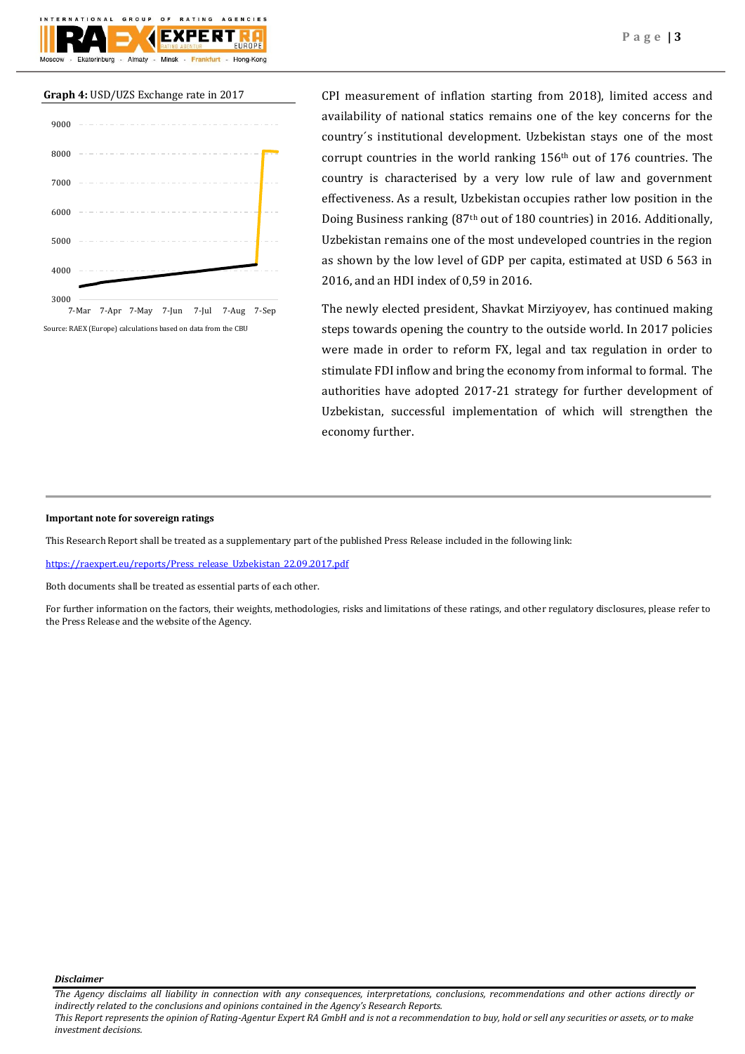**Graph 4:** USD/UZS Exchange rate in 2017

9000
8000
7000
6000
5000
4000
3000

7-Mar 7-Apr 7-May 7-Jun 7-Jul 7-Aug 7-Sep

Source: RAEX (Europe) calculations based on data from the CBU

CPI measurement of inflation starting from 2018), limited access and availability of national statics remains one of the key concerns for the country´s institutional development. Uzbekistan stays one of the most corrupt countries in the world ranking 156th out of 176 countries. The country is characterised by a very low rule of law and government effectiveness. As a result, Uzbekistan occupies rather low position in the Doing Business ranking (87th out of 180 countries) in 2016. Additionally, Uzbekistan remains one of the most undeveloped countries in the region as shown by the low level of GDP per capita, estimated at USD 6 563 in 2016, and an HDI index of 0,59 in 2016.

The newly elected president, Shavkat Mirziyoyev, has continued making steps towards opening the country to the outside world. In 2017 policies were made in order to reform FX, legal and tax regulation in order to stimulate FDI inflow and bring the economy from informal to formal. The authorities have adopted 2017-21 strategy for further development of Uzbekistan, successful implementation of which will strengthen the economy further.

**Important note for sovereign ratings**

This Research Report shall be treated as a supplementary part of the published Press Release included in the following link:

https://raexpert.eu/reports/Press_release_Uzbekistan_22.09.2017.pdf

Both documents shall be treated as essential parts of each other.

For further information on the factors, their weights, methodologies, risks and limitations of these ratings, and other regulatory disclosures, please refer to the Press Release and the website of the Agency.

***Disclaimer***

*The Agency disclaims all liability in connection with any consequences, interpretations, conclusions, recommendations and other actions directly or indirectly related to the conclusions and opinions contained in the Agency's Research Reports.*
*This Report represents the opinion of Rating-Agentur Expert RA GmbH and is not a recommendation to buy, hold or sell any securities or assets, or to make investment decisions.*